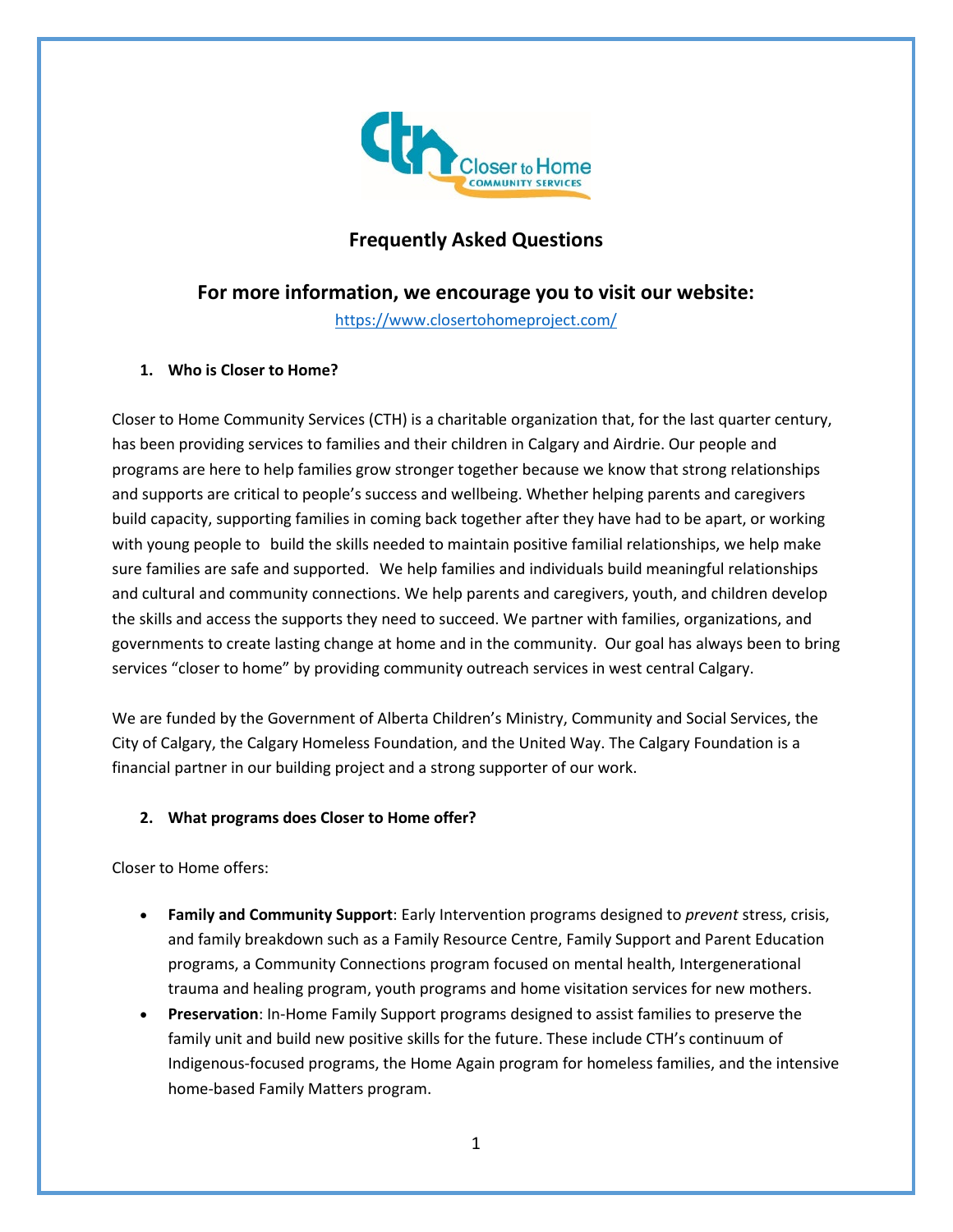# Frequently Asked Questions

## For more information, we encourage you to visit our website:

https://www.closertohomeproject.com/

### 1. Who is Closer to Home?

Closer to Home Community Services (CTH) is a charitable organization that, for the last quarter century, has been providing services to families and their children in Calgary and Airdrie. Our people and programs are here to help families grow stronger together because we know that strong relationships and supports are critical to people's success and wellbeing. Whether helping parents and caregivers build capacity, supporting families in coming back together after they have had to be apart, or working with young people to build the skills needed to maintain positive familial relationships, we help make sure families are safe and supported. We help families and individuals build meaningful relationships and cultural and community connections. We help parents and caregivers, youth, and children develop the skills and access the supports they need to succeed. We partner with families, organizations, and governments to create lasting change at home and in the community. Our goal has always been to bring services "closer to home" by providing community outreach services in west central Calgary.

We are funded by the Government of Alberta Children's Ministry, Community and Social Services, the City of Calgary, the Calgary Homeless Foundation, and the United Way. The Calgary Foundation is a financial partner in our building project and a strong supporter of our work.

### 2. What programs does Closer to Home offer?

Closer to Home offers:

- **Family and Community Support**: Early Intervention programs designed to *prevent* stress, crisis, and family breakdown such as a Family Resource Centre, Family Support and Parent Education programs, a Community Connections program focused on mental health, Intergenerational trauma and healing program, youth programs and home visitation services for new mothers.
- **Preservation**: In-Home Family Support programs designed to assist families to preserve the family unit and build new positive skills for the future. These include CTH's continuum of Indigenous-focused programs, the Home Again program for homeless families, and the intensive home-based Family Matters program.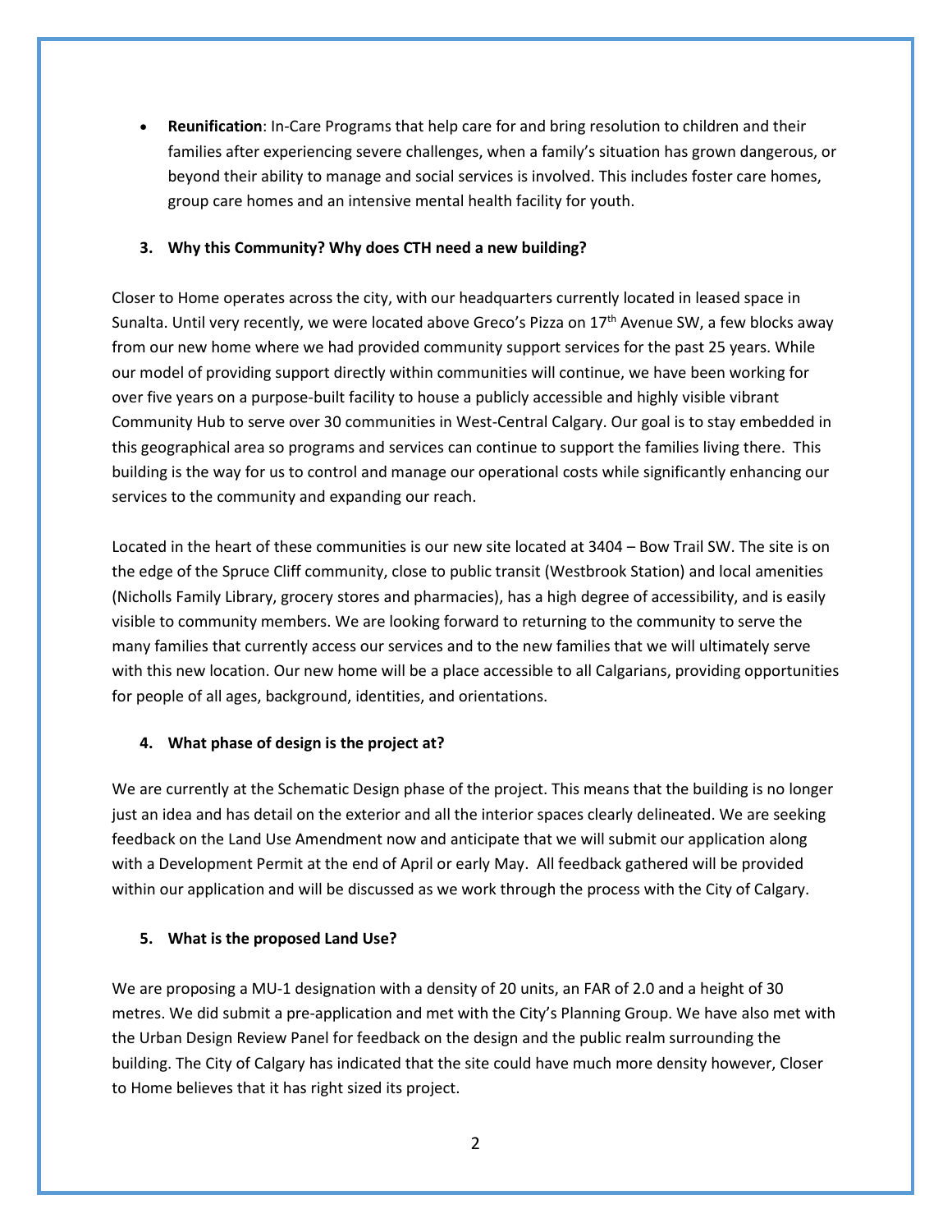- **Reunification**: In-Care Programs that help care for and bring resolution to children and their families after experiencing severe challenges, when a family's situation has grown dangerous, or beyond their ability to manage and social services is involved. This includes foster care homes, group care homes and an intensive mental health facility for youth.

### 3. Why this Community? Why does CTH need a new building?

Closer to Home operates across the city, with our headquarters currently located in leased space in Sunalta. Until very recently, we were located above Greco's Pizza on 17th Avenue SW, a few blocks away from our new home where we had provided community support services for the past 25 years. While our model of providing support directly within communities will continue, we have been working for over five years on a purpose-built facility to house a publicly accessible and highly visible vibrant Community Hub to serve over 30 communities in West-Central Calgary. Our goal is to stay embedded in this geographical area so programs and services can continue to support the families living there. This building is the way for us to control and manage our operational costs while significantly enhancing our services to the community and expanding our reach.

Located in the heart of these communities is our new site located at 3404 – Bow Trail SW. The site is on the edge of the Spruce Cliff community, close to public transit (Westbrook Station) and local amenities (Nicholls Family Library, grocery stores and pharmacies), has a high degree of accessibility, and is easily visible to community members. We are looking forward to returning to the community to serve the many families that currently access our services and to the new families that we will ultimately serve with this new location. Our new home will be a place accessible to all Calgarians, providing opportunities for people of all ages, background, identities, and orientations.

### 4. What phase of design is the project at?

We are currently at the Schematic Design phase of the project. This means that the building is no longer just an idea and has detail on the exterior and all the interior spaces clearly delineated. We are seeking feedback on the Land Use Amendment now and anticipate that we will submit our application along with a Development Permit at the end of April or early May. All feedback gathered will be provided within our application and will be discussed as we work through the process with the City of Calgary.

### 5. What is the proposed Land Use?

We are proposing a MU-1 designation with a density of 20 units, an FAR of 2.0 and a height of 30 metres. We did submit a pre-application and met with the City's Planning Group. We have also met with the Urban Design Review Panel for feedback on the design and the public realm surrounding the building. The City of Calgary has indicated that the site could have much more density however, Closer to Home believes that it has right sized its project.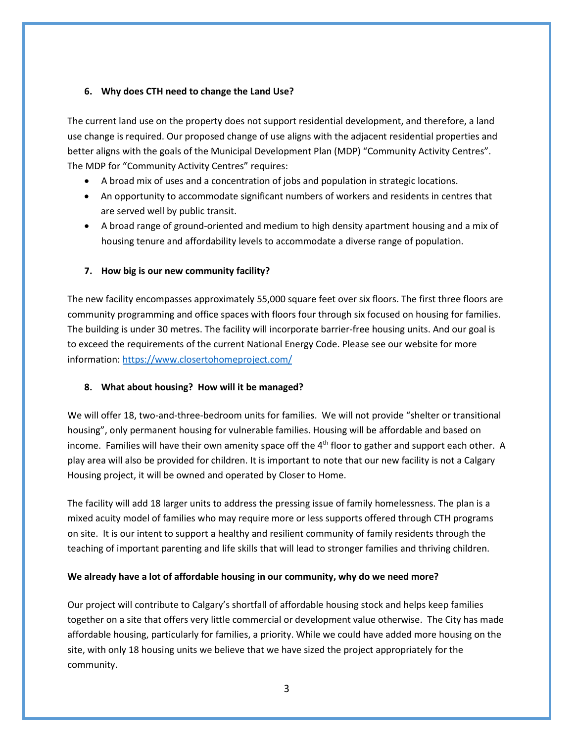**6. Why does CTH need to change the Land Use?**

The current land use on the property does not support residential development, and therefore, a land use change is required. Our proposed change of use aligns with the adjacent residential properties and better aligns with the goals of the Municipal Development Plan (MDP) "Community Activity Centres". The MDP for "Community Activity Centres" requires:

- A broad mix of uses and a concentration of jobs and population in strategic locations.
- An opportunity to accommodate significant numbers of workers and residents in centres that are served well by public transit.
- A broad range of ground-oriented and medium to high density apartment housing and a mix of housing tenure and affordability levels to accommodate a diverse range of population.

**7. How big is our new community facility?**

The new facility encompasses approximately 55,000 square feet over six floors. The first three floors are community programming and office spaces with floors four through six focused on housing for families. The building is under 30 metres. The facility will incorporate barrier-free housing units. And our goal is to exceed the requirements of the current National Energy Code. Please see our website for more information: https://www.closertohomeproject.com/

**8. What about housing? How will it be managed?**

We will offer 18, two-and-three-bedroom units for families. We will not provide "shelter or transitional housing", only permanent housing for vulnerable families. Housing will be affordable and based on income. Families will have their own amenity space off the 4th floor to gather and support each other. A play area will also be provided for children. It is important to note that our new facility is not a Calgary Housing project, it will be owned and operated by Closer to Home.

The facility will add 18 larger units to address the pressing issue of family homelessness. The plan is a mixed acuity model of families who may require more or less supports offered through CTH programs on site. It is our intent to support a healthy and resilient community of family residents through the teaching of important parenting and life skills that will lead to stronger families and thriving children.

**We already have a lot of affordable housing in our community, why do we need more?**

Our project will contribute to Calgary's shortfall of affordable housing stock and helps keep families together on a site that offers very little commercial or development value otherwise. The City has made affordable housing, particularly for families, a priority. While we could have added more housing on the site, with only 18 housing units we believe that we have sized the project appropriately for the community.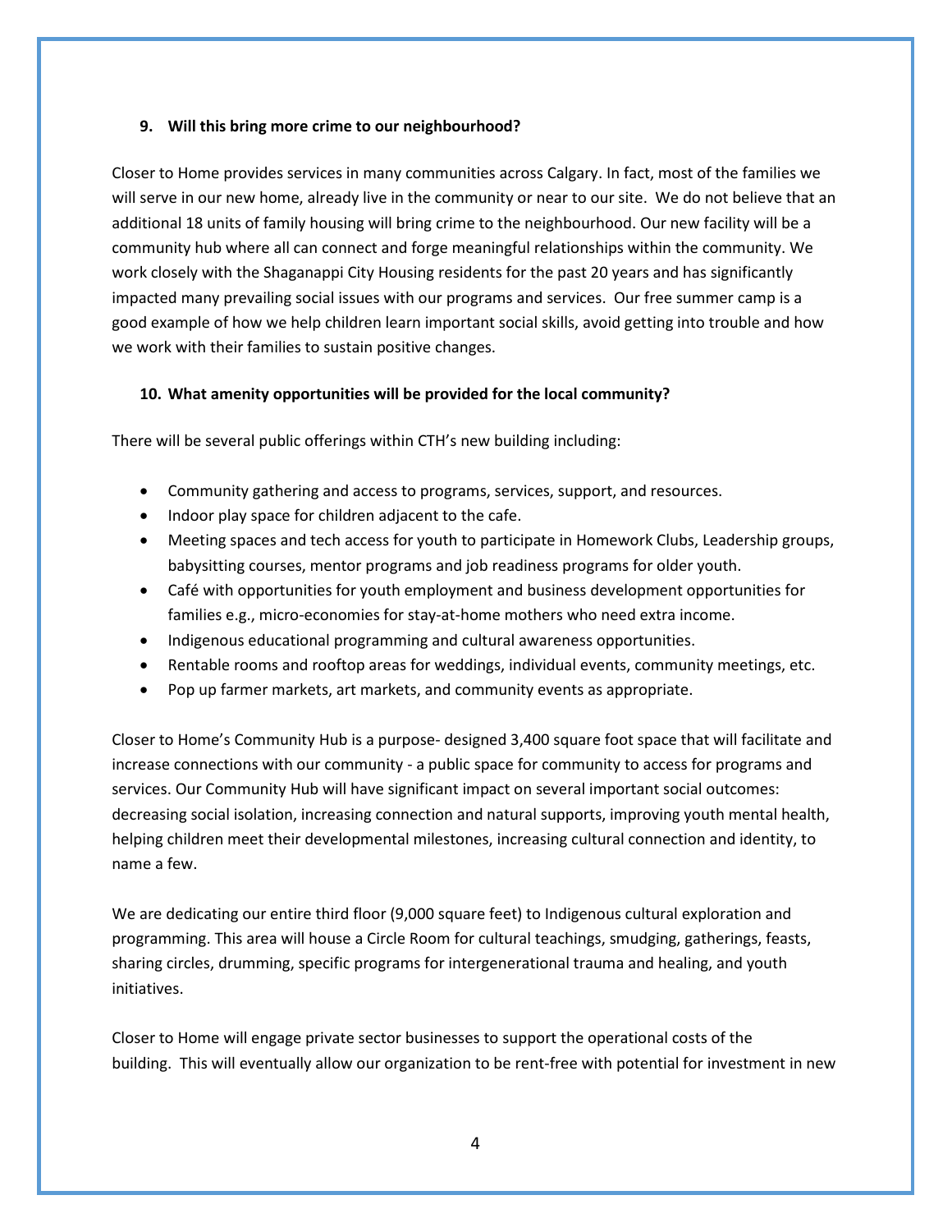### 9. Will this bring more crime to our neighbourhood?

Closer to Home provides services in many communities across Calgary. In fact, most of the families we will serve in our new home, already live in the community or near to our site. We do not believe that an additional 18 units of family housing will bring crime to the neighbourhood. Our new facility will be a community hub where all can connect and forge meaningful relationships within the community. We work closely with the Shaganappi City Housing residents for the past 20 years and has significantly impacted many prevailing social issues with our programs and services. Our free summer camp is a good example of how we help children learn important social skills, avoid getting into trouble and how we work with their families to sustain positive changes.

### 10. What amenity opportunities will be provided for the local community?

There will be several public offerings within CTH's new building including:

- Community gathering and access to programs, services, support, and resources.
- Indoor play space for children adjacent to the cafe.
- Meeting spaces and tech access for youth to participate in Homework Clubs, Leadership groups, babysitting courses, mentor programs and job readiness programs for older youth.
- Café with opportunities for youth employment and business development opportunities for families e.g., micro-economies for stay-at-home mothers who need extra income.
- Indigenous educational programming and cultural awareness opportunities.
- Rentable rooms and rooftop areas for weddings, individual events, community meetings, etc.
- Pop up farmer markets, art markets, and community events as appropriate.

Closer to Home's Community Hub is a purpose- designed 3,400 square foot space that will facilitate and increase connections with our community - a public space for community to access for programs and services. Our Community Hub will have significant impact on several important social outcomes: decreasing social isolation, increasing connection and natural supports, improving youth mental health, helping children meet their developmental milestones, increasing cultural connection and identity, to name a few.

We are dedicating our entire third floor (9,000 square feet) to Indigenous cultural exploration and programming. This area will house a Circle Room for cultural teachings, smudging, gatherings, feasts, sharing circles, drumming, specific programs for intergenerational trauma and healing, and youth initiatives.

Closer to Home will engage private sector businesses to support the operational costs of the building. This will eventually allow our organization to be rent-free with potential for investment in new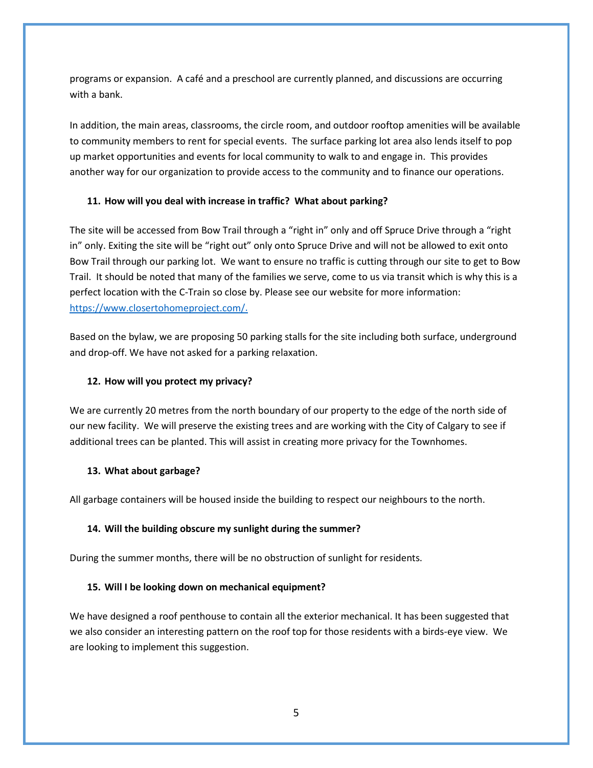programs or expansion. A café and a preschool are currently planned, and discussions are occurring with a bank.

In addition, the main areas, classrooms, the circle room, and outdoor rooftop amenities will be available to community members to rent for special events. The surface parking lot area also lends itself to pop up market opportunities and events for local community to walk to and engage in. This provides another way for our organization to provide access to the community and to finance our operations.

**11. How will you deal with increase in traffic? What about parking?**

The site will be accessed from Bow Trail through a "right in" only and off Spruce Drive through a "right in" only. Exiting the site will be "right out" only onto Spruce Drive and will not be allowed to exit onto Bow Trail through our parking lot. We want to ensure no traffic is cutting through our site to get to Bow Trail. It should be noted that many of the families we serve, come to us via transit which is why this is a perfect location with the C-Train so close by. Please see our website for more information: [https://www.closertohomeproject.com/.](https://www.closertohomeproject.com/)

Based on the bylaw, we are proposing 50 parking stalls for the site including both surface, underground and drop-off. We have not asked for a parking relaxation.

**12. How will you protect my privacy?**

We are currently 20 metres from the north boundary of our property to the edge of the north side of our new facility. We will preserve the existing trees and are working with the City of Calgary to see if additional trees can be planted. This will assist in creating more privacy for the Townhomes.

**13. What about garbage?**

All garbage containers will be housed inside the building to respect our neighbours to the north.

**14. Will the building obscure my sunlight during the summer?**

During the summer months, there will be no obstruction of sunlight for residents.

**15. Will I be looking down on mechanical equipment?**

We have designed a roof penthouse to contain all the exterior mechanical. It has been suggested that we also consider an interesting pattern on the roof top for those residents with a birds-eye view. We are looking to implement this suggestion.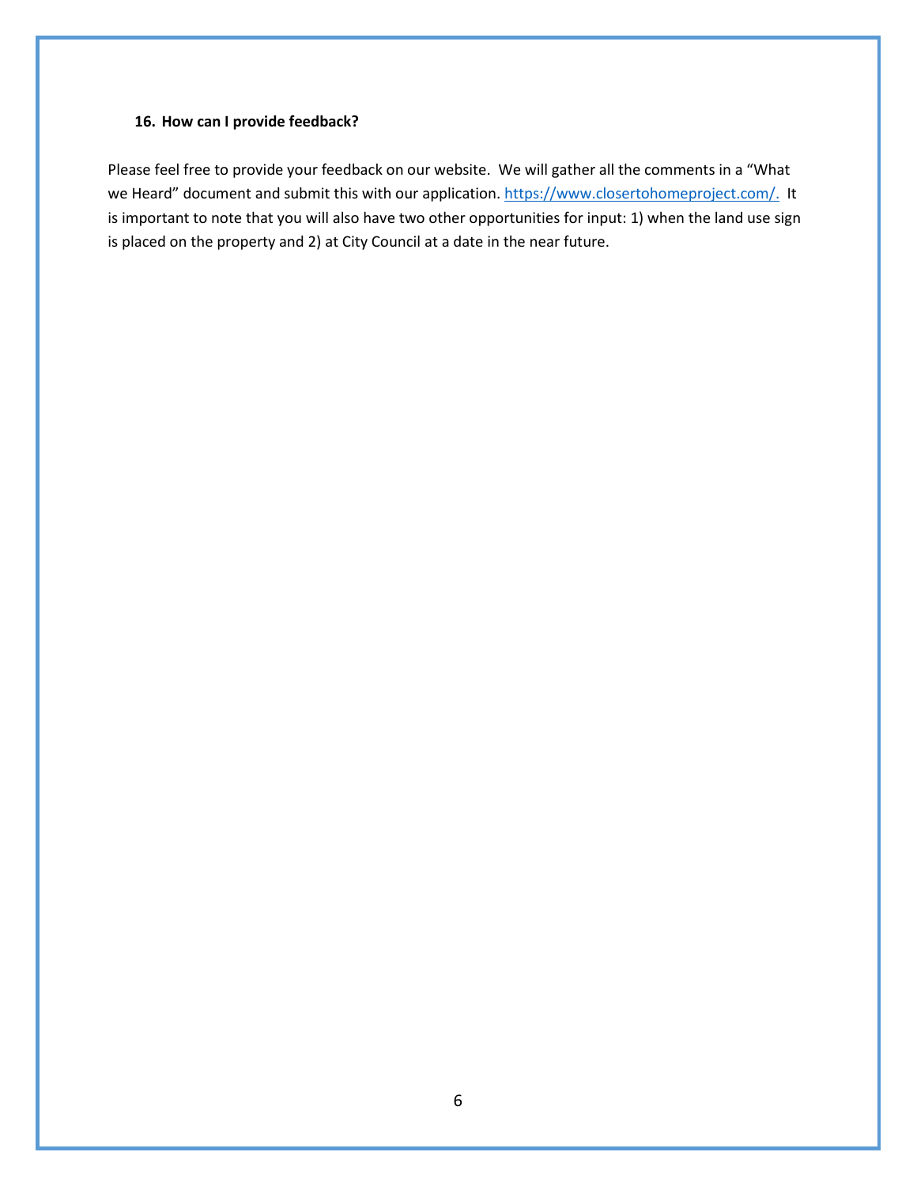**16. How can I provide feedback?**

Please feel free to provide your feedback on our website. We will gather all the comments in a "What we Heard" document and submit this with our application. https://www.closertohomeproject.com/. It is important to note that you will also have two other opportunities for input: 1) when the land use sign is placed on the property and 2) at City Council at a date in the near future.